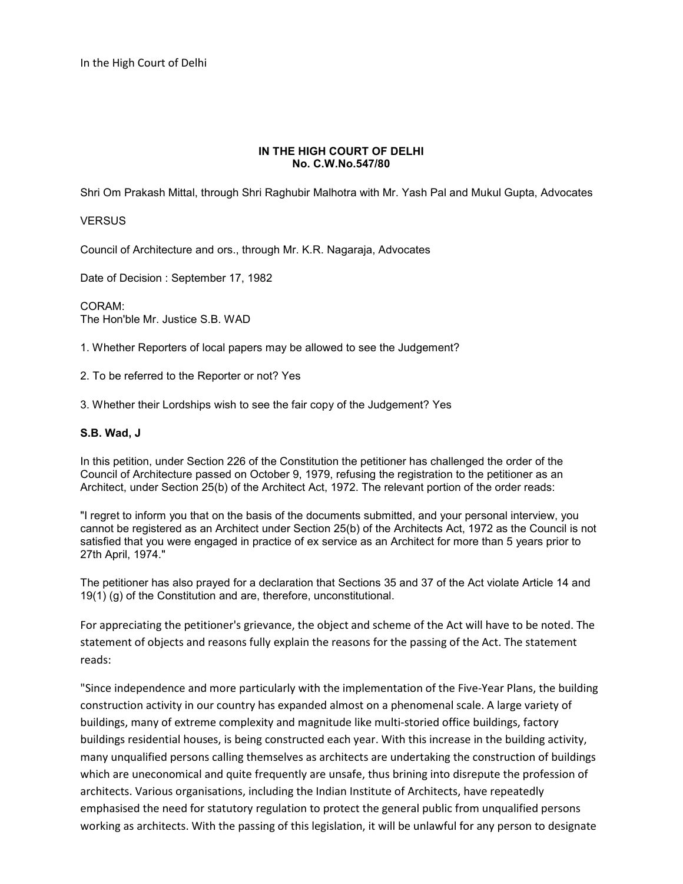In the High Court of Delhi

**IN THE HIGH COURT OF DELHI**
**No. C.W.No.547/80**

Shri Om Prakash Mittal, through Shri Raghubir Malhotra with Mr. Yash Pal and Mukul Gupta, Advocates

VERSUS

Council of Architecture and ors., through Mr. K.R. Nagaraja, Advocates

Date of Decision : September 17, 1982

CORAM:
The Hon'ble Mr. Justice S.B. WAD

1. Whether Reporters of local papers may be allowed to see the Judgement?

2. To be referred to the Reporter or not? Yes

3. Whether their Lordships wish to see the fair copy of the Judgement? Yes

**S.B. Wad, J**

In this petition, under Section 226 of the Constitution the petitioner has challenged the order of the Council of Architecture passed on Octber 9, 1979, refusing the registration to the petitioner as an Architect, under Section 25(b) of the Architect Act, 1972. The relevant portion of the order reads:

"I regret to inform you that on the basis of the documents submitted, and your personal interview, you cannot be registered as an Architect under Section 25(b) of the Architects Act, 1972 as the Council is not satisfied that you were engaged in practice of ex service as an Architect for more than 5 years prior to 27th April, 1974."

The petitioner has also prayed for a declaration that Sections 35 and 37 of the Act violate Article 14 and 19(1) (g) of the Constitution and are, therefore, unconstitutional.

For appreciating the petitioner's grievance, the object and scheme of the Act will have to be noted. The statement of objects and reasons fully explain the reasons for the passing of the Act. The statement reads:

"Since independence and more particularly with the implementation of the Five-Year Plans, the building construction activity in our country has expanded almost on a phenomenal scale. A large variety of buildings, many of extreme complexity and magnitude like multi-storied office buildings, factory buildings residential houses, is being constructed each year. With this increase in the building activity, many unqualified persons calling themselves as architects are undertaking the construction of buildings which are uneconomical and quite frequently are unsafe, thus brining into disrepute the profession of architects. Various organisations, including the Indian Institute of Architects, have repeatedly emphasised the need for statutory regulation to protect the general public from unqualified persons working as architects. With the passing of this legislation, it will be unlawful for any person to designate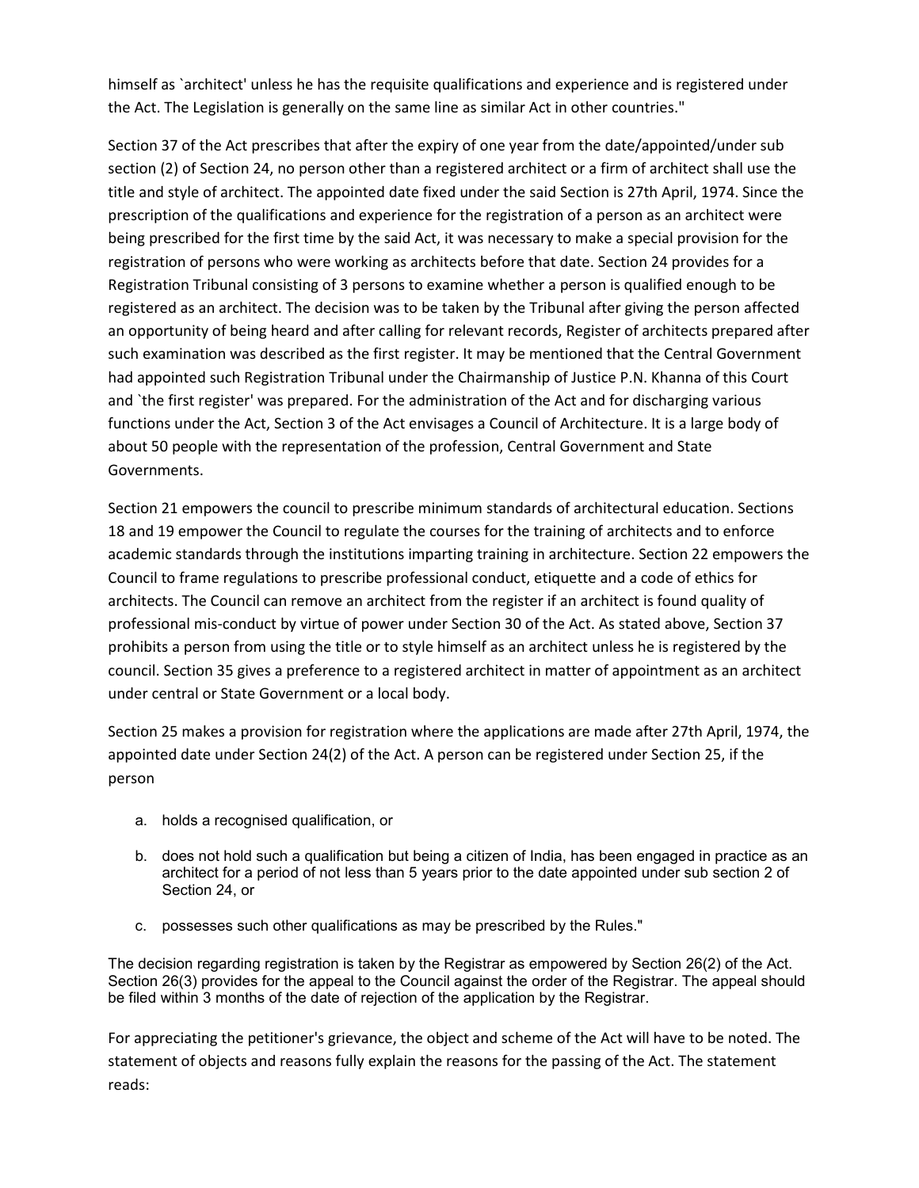himself as `architect' unless he has the requisite qualifications and experience and is registered under the Act. The Legislation is generally on the same line as similar Act in other countries."

Section 37 of the Act prescribes that after the expiry of one year from the date/appointed/under sub section (2) of Section 24, no person other than a registered architect or a firm of architect shall use the title and style of architect. The appointed date fixed under the said Section is 27th April, 1974. Since the prescription of the qualifications and experience for the registration of a person as an architect were being prescribed for the first time by the said Act, it was necessary to make a special provision for the registration of persons who were working as architects before that date. Section 24 provides for a Registration Tribunal consisting of 3 persons to examine whether a person is qualified enough to be registered as an architect. The decision was to be taken by the Tribunal after giving the person affected an opportunity of being heard and after calling for relevant records, Register of architects prepared after such examination was described as the first register. It may be mentioned that the Central Government had appointed such Registration Tribunal under the Chairmanship of Justice P.N. Khanna of this Court and `the first register' was prepared. For the administration of the Act and for discharging various functions under the Act, Section 3 of the Act envisages a Council of Architecture. It is a large body of about 50 people with the representation of the profession, Central Government and State Governments.

Section 21 empowers the council to prescribe minimum standards of architectural education. Sections 18 and 19 empower the Council to regulate the courses for the training of architects and to enforce academic standards through the institutions imparting training in architecture. Section 22 empowers the Council to frame regulations to prescribe professional conduct, etiquette and a code of ethics for architects. The Council can remove an architect from the register if an architect is found quality of professional mis-conduct by virtue of power under Section 30 of the Act. As stated above, Section 37 prohibits a person from using the title or to style himself as an architect unless he is registered by the council. Section 35 gives a preference to a registered architect in matter of appointment as an architect under central or State Government or a local body.

Section 25 makes a provision for registration where the applications are made after 27th April, 1974, the appointed date under Section 24(2) of the Act. A person can be registered under Section 25, if the person

a. holds a recognised qualification, or
b. does not hold such a qualification but being a citizen of India, has been engaged in practice as an architect for a period of not less than 5 years prior to the date appointed under sub section 2 of Section 24, or
c. possesses such other qualifications as may be prescribed by the Rules."

The decision regarding registration is taken by the Registrar as empowered by Section 26(2) of the Act. Section 26(3) provides for the appeal to the Council against the order of the Registrar. The appeal should be filed within 3 months of the date of rejection of the application by the Registrar.

For appreciating the petitioner's grievance, the object and scheme of the Act will have to be noted. The statement of objects and reasons fully explain the reasons for the passing of the Act. The statement reads: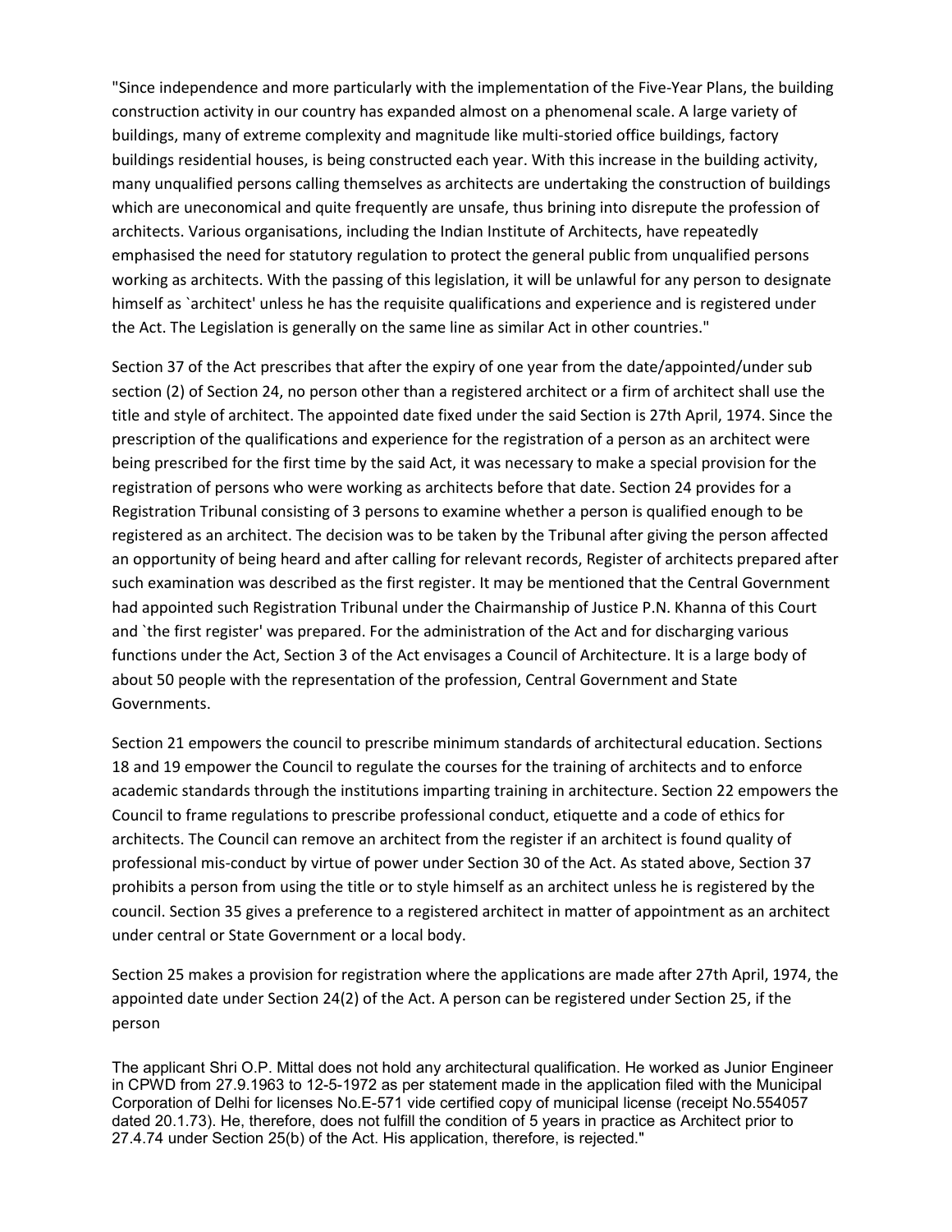"Since independence and more particularly with the implementation of the Five-Year Plans, the building construction activity in our country has expanded almost on a phenomenal scale. A large variety of buildings, many of extreme complexity and magnitude like multi-storied office buildings, factory buildings residential houses, is being constructed each year. With this increase in the building activity, many unqualified persons calling themselves as architects are undertaking the construction of buildings which are uneconomical and quite frequently are unsafe, thus brining into disrepute the profession of architects. Various organisations, including the Indian Institute of Architects, have repeatedly emphasised the need for statutory regulation to protect the general public from unqualified persons working as architects. With the passing of this legislation, it will be unlawful for any person to designate himself as `architect' unless he has the requisite qualifications and experience and is registered under the Act. The Legislation is generally on the same line as similar Act in other countries."

Section 37 of the Act prescribes that after the expiry of one year from the date/appointed/under sub section (2) of Section 24, no person other than a registered architect or a firm of architect shall use the title and style of architect. The appointed date fixed under the said Section is 27th April, 1974. Since the prescription of the qualifications and experience for the registration of a person as an architect were being prescribed for the first time by the said Act, it was necessary to make a special provision for the registration of persons who were working as architects before that date. Section 24 provides for a Registration Tribunal consisting of 3 persons to examine whether a person is qualified enough to be registered as an architect. The decision was to be taken by the Tribunal after giving the person affected an opportunity of being heard and after calling for relevant records, Register of architects prepared after such examination was described as the first register. It may be mentioned that the Central Government had appointed such Registration Tribunal under the Chairmanship of Justice P.N. Khanna of this Court and `the first register' was prepared. For the administration of the Act and for discharging various functions under the Act, Section 3 of the Act envisages a Council of Architecture. It is a large body of about 50 people with the representation of the profession, Central Government and State Governments.

Section 21 empowers the council to prescribe minimum standards of architectural education. Sections 18 and 19 empower the Council to regulate the courses for the training of architects and to enforce academic standards through the institutions imparting training in architecture. Section 22 empowers the Council to frame regulations to prescribe professional conduct, etiquette and a code of ethics for architects. The Council can remove an architect from the register if an architect is found quality of professional mis-conduct by virtue of power under Section 30 of the Act. As stated above, Section 37 prohibits a person from using the title or to style himself as an architect unless he is registered by the council. Section 35 gives a preference to a registered architect in matter of appointment as an architect under central or State Government or a local body.

Section 25 makes a provision for registration where the applications are made after 27th April, 1974, the appointed date under Section 24(2) of the Act. A person can be registered under Section 25, if the person

The applicant Shri O.P. Mittal does not hold any architectural qualification. He worked as Junior Engineer in CPWD from 27.9.1963 to 12-5-1972 as per statement made in the application filed with the Municipal Corporation of Delhi for licenses No.E-571 vide certified copy of municipal license (receipt No.554057 dated 20.1.73). He, therefore, does not fulfill the condition of 5 years in practice as Architect prior to 27.4.74 under Section 25(b) of the Act. His application, therefore, is rejected."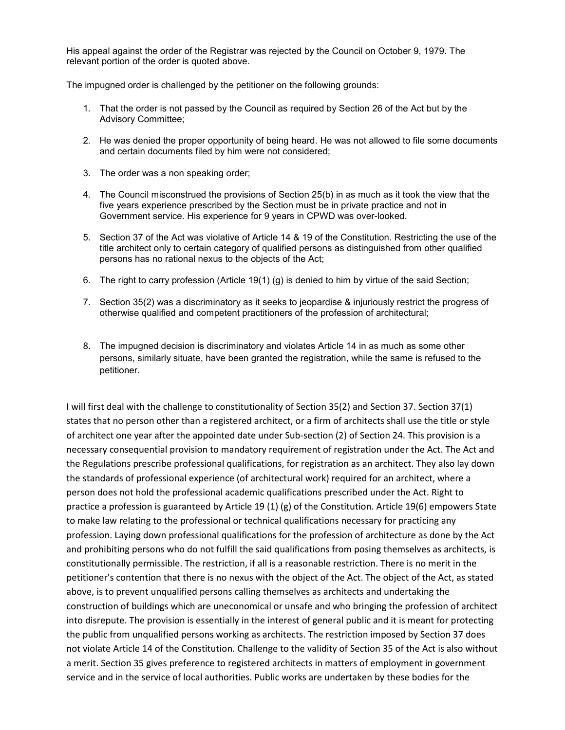His appeal against the order of the Registrar was rejected by the Council on October 9, 1979. The relevant portion of the order is quoted above.

The impugned order is challenged by the petitioner on the following grounds:

1. That the order is not passed by the Council as required by Section 26 of the Act but by the Advisory Committee;
2. He was denied the proper opportunity of being heard. He was not allowed to file some documents and certain documents filed by him were not considered;
3. The order was a non speaking order;
4. The Council misconstrued the provisions of Section 25(b) in as much as it took the view that the five years experience prescribed by the Section must be in private practice and not in Government service. His experience for 9 years in CPWD was over-looked.
5. Section 37 of the Act was violative of Article 14 & 19 of the Constitution. Restricting the use of the title architect only to certain category of qualified persons as distinguished from other qualified persons has no rational nexus to the objects of the Act;
6. The right to carry profession (Article 19(1) (g) is denied to him by virtue of the said Section;
7. Section 35(2) was a discriminatory as it seeks to jeopardise & injuriously restrict the progress of otherwise qualified and competent practitioners of the profession of architectural;
8. The impugned decision is discriminatory and violates Article 14 in as much as some other persons, similarly situate, have been granted the registration, while the same is refused to the petitioner.

I will first deal with the challenge to constitutionality of Section 35(2) and Section 37. Section 37(1) states that no person other than a registered architect, or a firm of architects shall use the title or style of architect one year after the appointed date under Sub-section (2) of Section 24. This provision is a necessary consequential provision to mandatory requirement of registration under the Act. The Act and the Regulations prescribe professional qualifications, for registration as an architect. They also lay down the standards of professional experience (of architectural work) required for an architect, where a person does not hold the professional academic qualifications prescribed under the Act. Right to practice a profession is guaranteed by Article 19 (1) (g) of the Constitution. Article 19(6) empowers State to make law relating to the professional or technical qualifications necessary for practicing any profession. Laying down professional qualifications for the profession of architecture as done by the Act and prohibiting persons who do not fulfill the said qualifications from posing themselves as architects, is constitutionally permissible. The restriction, if all is a reasonable restriction. There is no merit in the petitioner's contention that there is no nexus with the object of the Act. The object of the Act, as stated above, is to prevent unqualified persons calling themselves as architects and undertaking the construction of buildings which are uneconomical or unsafe and who bringing the profession of architect into disrepute. The provision is essentially in the interest of general public and it is meant for protecting the public from unqualified persons working as architects. The restriction imposed by Section 37 does not violate Article 14 of the Constitution. Challenge to the validity of Section 35 of the Act is also without a merit. Section 35 gives preference to registered architects in matters of employment in government service and in the service of local authorities. Public works are undertaken by these bodies for the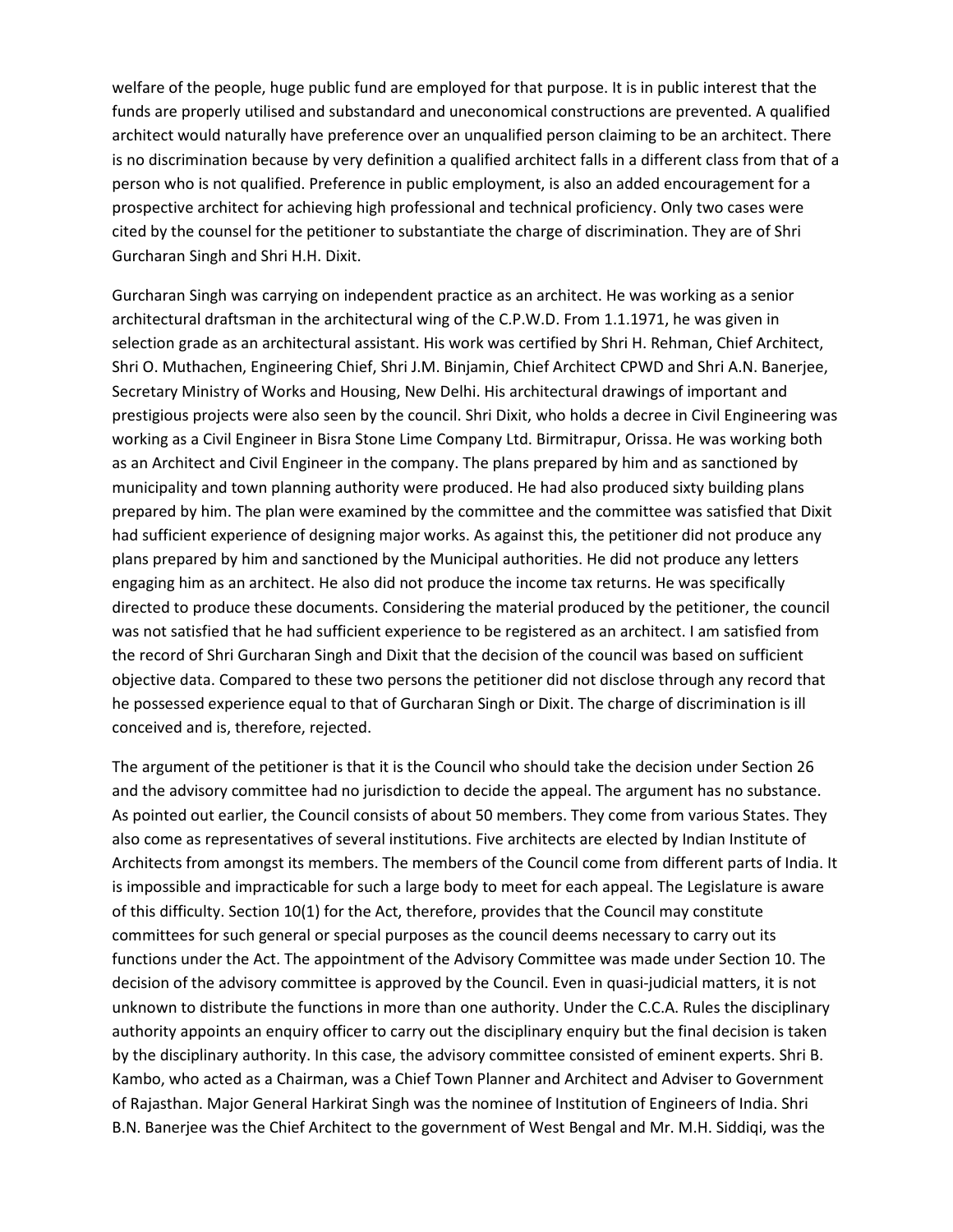welfare of the people, huge public fund are employed for that purpose. It is in public interest that the funds are properly utilised and substandard and uneconomical constructions are prevented. A qualified architect would naturally have preference over an unqualified person claiming to be an architect. There is no discrimination because by very definition a qualified architect falls in a different class from that of a person who is not qualified. Preference in public employment, is also an added encouragement for a prospective architect for achieving high professional and technical proficiency. Only two cases were cited by the counsel for the petitioner to substantiate the charge of discrimination. They are of Shri Gurcharan Singh and Shri H.H. Dixit.

Gurcharan Singh was carrying on independent practice as an architect. He was working as a senior architectural draftsman in the architectural wing of the C.P.W.D. From 1.1.1971, he was given in selection grade as an architectural assistant. His work was certified by Shri H. Rehman, Chief Architect, Shri O. Muthachen, Engineering Chief, Shri J.M. Binjamin, Chief Architect CPWD and Shri A.N. Banerjee, Secretary Ministry of Works and Housing, New Delhi. His architectural drawings of important and prestigious projects were also seen by the council. Shri Dixit, who holds a decree in Civil Engineering was working as a Civil Engineer in Bisra Stone Lime Company Ltd. Birmitrapur, Orissa. He was working both as an Architect and Civil Engineer in the company. The plans prepared by him and as sanctioned by municipality and town planning authority were produced. He had also produced sixty building plans prepared by him. The plan were examined by the committee and the committee was satisfied that Dixit had sufficient experience of designing major works. As against this, the petitioner did not produce any plans prepared by him and sanctioned by the Municipal authorities. He did not produce any letters engaging him as an architect. He also did not produce the income tax returns. He was specifically directed to produce these documents. Considering the material produced by the petitioner, the council was not satisfied that he had sufficient experience to be registered as an architect. I am satisfied from the record of Shri Gurcharan Singh and Dixit that the decision of the council was based on sufficient objective data. Compared to these two persons the petitioner did not disclose through any record that he possessed experience equal to that of Gurcharan Singh or Dixit. The charge of discrimination is ill conceived and is, therefore, rejected.

The argument of the petitioner is that it is the Council who should take the decision under Section 26 and the advisory committee had no jurisdiction to decide the appeal. The argument has no substance. As pointed out earlier, the Council consists of about 50 members. They come from various States. They also come as representatives of several institutions. Five architects are elected by Indian Institute of Architects from amongst its members. The members of the Council come from different parts of India. It is impossible and impracticable for such a large body to meet for each appeal. The Legislature is aware of this difficulty. Section 10(1) for the Act, therefore, provides that the Council may constitute committees for such general or special purposes as the council deems necessary to carry out its functions under the Act. The appointment of the Advisory Committee was made under Section 10. The decision of the advisory committee is approved by the Council. Even in quasi-judicial matters, it is not unknown to distribute the functions in more than one authority. Under the C.C.A. Rules the disciplinary authority appoints an enquiry officer to carry out the disciplinary enquiry but the final decision is taken by the disciplinary authority. In this case, the advisory committee consisted of eminent experts. Shri B. Kambo, who acted as a Chairman, was a Chief Town Planner and Architect and Adviser to Government of Rajasthan. Major General Harkirat Singh was the nominee of Institution of Engineers of India. Shri B.N. Banerjee was the Chief Architect to the government of West Bengal and Mr. M.H. Siddiqi, was the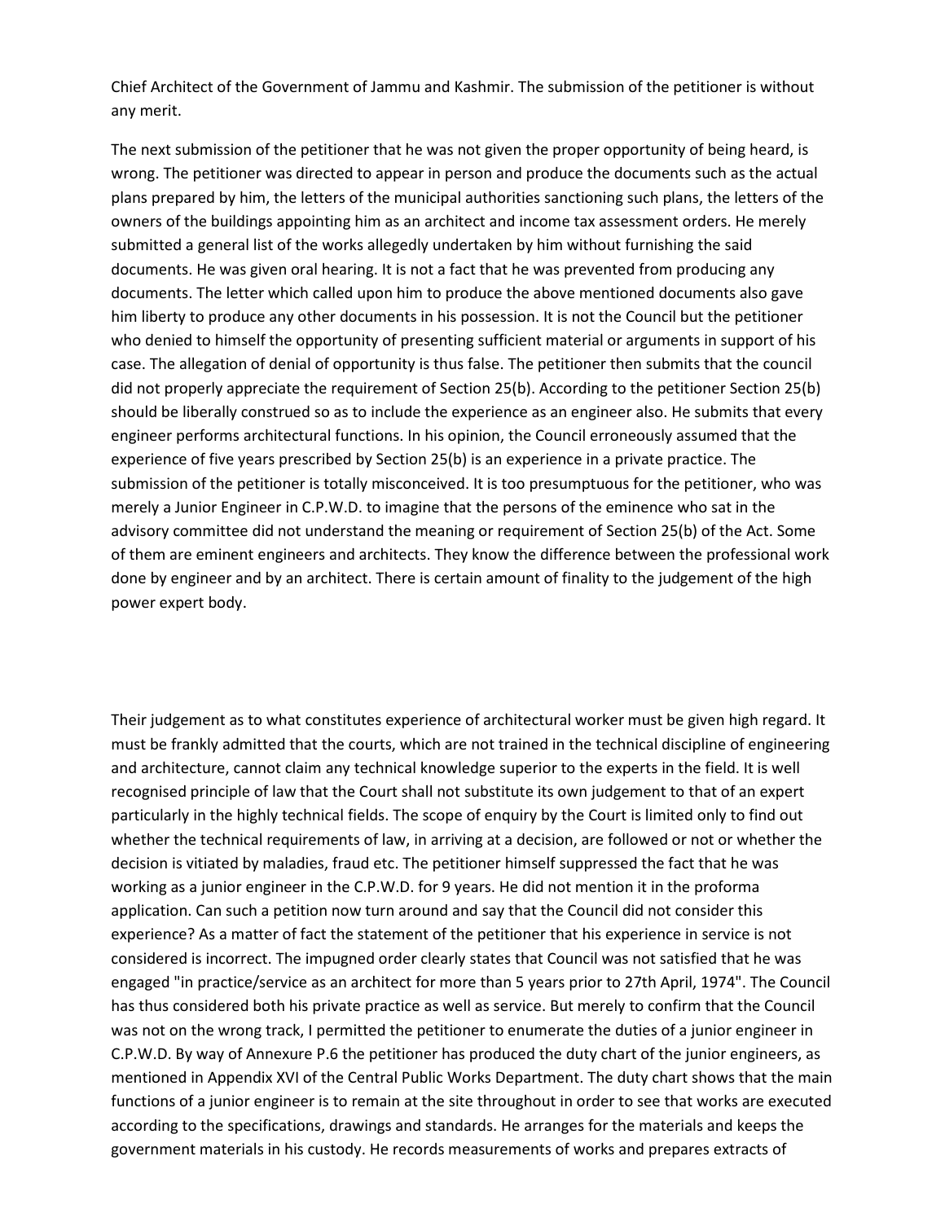Chief Architect of the Government of Jammu and Kashmir. The submission of the petitioner is without any merit.

The next submission of the petitioner that he was not given the proper opportunity of being heard, is wrong. The petitioner was directed to appear in person and produce the documents such as the actual plans prepared by him, the letters of the municipal authorities sanctioning such plans, the letters of the owners of the buildings appointing him as an architect and income tax assessment orders. He merely submitted a general list of the works allegedly undertaken by him without furnishing the said documents. He was given oral hearing. It is not a fact that he was prevented from producing any documents. The letter which called upon him to produce the above mentioned documents also gave him liberty to produce any other documents in his possession. It is not the Council but the petitioner who denied to himself the opportunity of presenting sufficient material or arguments in support of his case. The allegation of denial of opportunity is thus false. The petitioner then submits that the council did not properly appreciate the requirement of Section 25(b). According to the petitioner Section 25(b) should be liberally construed so as to include the experience as an engineer also. He submits that every engineer performs architectural functions. In his opinion, the Council erroneously assumed that the experience of five years prescribed by Section 25(b) is an experience in a private practice. The submission of the petitioner is totally misconceived. It is too presumptuous for the petitioner, who was merely a Junior Engineer in C.P.W.D. to imagine that the persons of the eminence who sat in the advisory committee did not understand the meaning or requirement of Section 25(b) of the Act. Some of them are eminent engineers and architects. They know the difference between the professional work done by engineer and by an architect. There is certain amount of finality to the judgement of the high power expert body.

Their judgement as to what constitutes experience of architectural worker must be given high regard. It must be frankly admitted that the courts, which are not trained in the technical discipline of engineering and architecture, cannot claim any technical knowledge superior to the experts in the field. It is well recognised principle of law that the Court shall not substitute its own judgement to that of an expert particularly in the highly technical fields. The scope of enquiry by the Court is limited only to find out whether the technical requirements of law, in arriving at a decision, are followed or not or whether the decision is vitiated by maladies, fraud etc. The petitioner himself suppressed the fact that he was working as a junior engineer in the C.P.W.D. for 9 years. He did not mention it in the proforma application. Can such a petition now turn around and say that the Council did not consider this experience? As a matter of fact the statement of the petitioner that his experience in service is not considered is incorrect. The impugned order clearly states that Council was not satisfied that he was engaged "in practice/service as an architect for more than 5 years prior to 27th April, 1974". The Council has thus considered both his private practice as well as service. But merely to confirm that the Council was not on the wrong track, I permitted the petitioner to enumerate the duties of a junior engineer in C.P.W.D. By way of Annexure P.6 the petitioner has produced the duty chart of the junior engineers, as mentioned in Appendix XVI of the Central Public Works Department. The duty chart shows that the main functions of a junior engineer is to remain at the site throughout in order to see that works are executed according to the specifications, drawings and standards. He arranges for the materials and keeps the government materials in his custody. He records measurements of works and prepares extracts of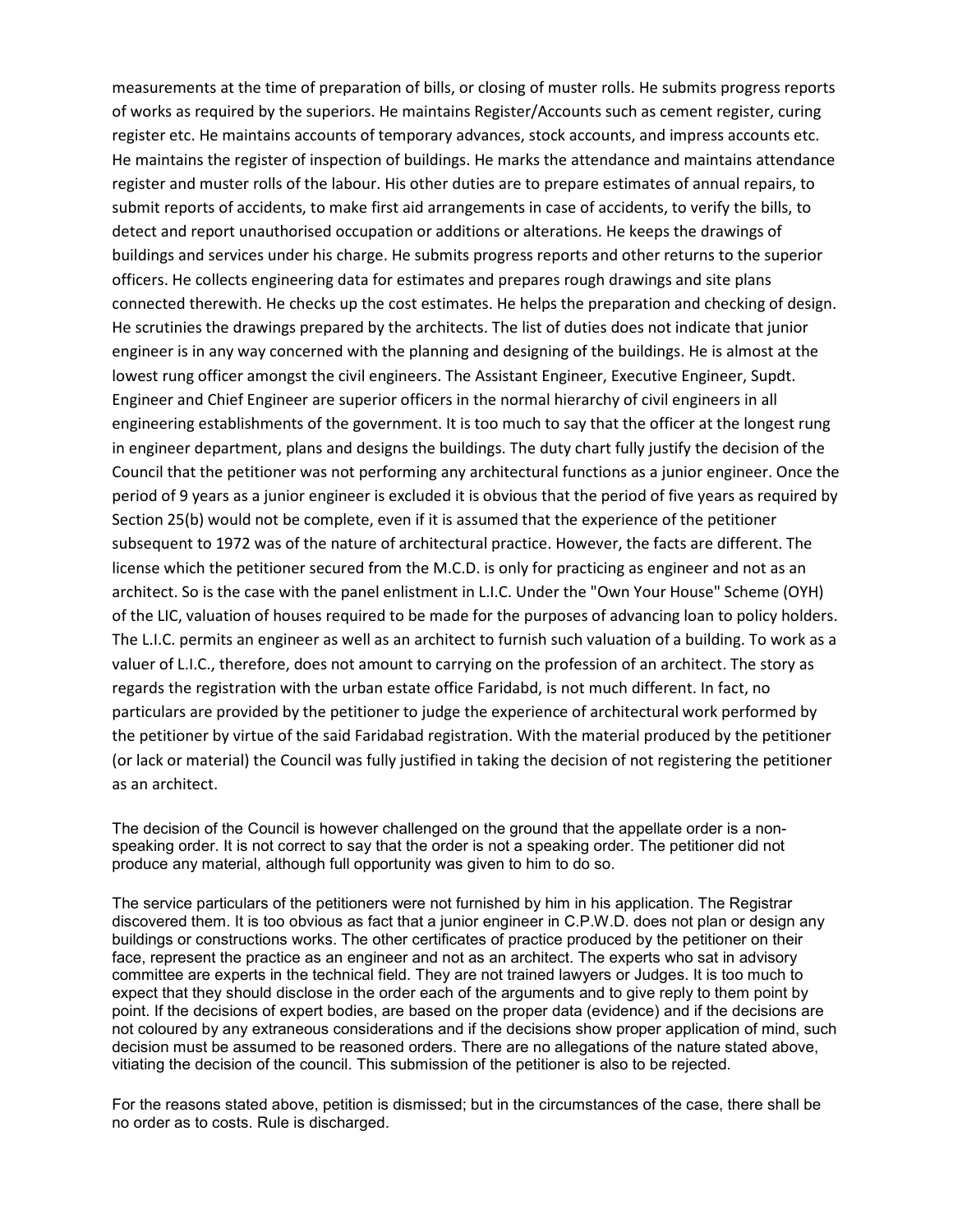measurements at the time of preparation of bills, or closing of muster rolls. He submits progress reports of works as required by the superiors. He maintains Register/Accounts such as cement register, curing register etc. He maintains accounts of temporary advances, stock accounts, and impress accounts etc. He maintains the register of inspection of buildings. He marks the attendance and maintains attendance register and muster rolls of the labour. His other duties are to prepare estimates of annual repairs, to submit reports of accidents, to make first aid arrangements in case of accidents, to verify the bills, to detect and report unauthorised occupation or additions or alterations. He keeps the drawings of buildings and services under his charge. He submits progress reports and other returns to the superior officers. He collects engineering data for estimates and prepares rough drawings and site plans connected therewith. He checks up the cost estimates. He helps the preparation and checking of design. He scrutinies the drawings prepared by the architects. The list of duties does not indicate that junior engineer is in any way concerned with the planning and designing of the buildings. He is almost at the lowest rung officer amongst the civil engineers. The Assistant Engineer, Executive Engineer, Supdt. Engineer and Chief Engineer are superior officers in the normal hierarchy of civil engineers in all engineering establishments of the government. It is too much to say that the officer at the longest rung in engineer department, plans and designs the buildings. The duty chart fully justify the decision of the Council that the petitioner was not performing any architectural functions as a junior engineer. Once the period of 9 years as a junior engineer is excluded it is obvious that the period of five years as required by Section 25(b) would not be complete, even if it is assumed that the experience of the petitioner subsequent to 1972 was of the nature of architectural practice. However, the facts are different. The license which the petitioner secured from the M.C.D. is only for practicing as engineer and not as an architect. So is the case with the panel enlistment in L.I.C. Under the "Own Your House" Scheme (OYH) of the LIC, valuation of houses required to be made for the purposes of advancing loan to policy holders. The L.I.C. permits an engineer as well as an architect to furnish such valuation of a building. To work as a valuer of L.I.C., therefore, does not amount to carrying on the profession of an architect. The story as regards the registration with the urban estate office Faridabd, is not much different. In fact, no particulars are provided by the petitioner to judge the experience of architectural work performed by the petitioner by virtue of the said Faridabad registration. With the material produced by the petitioner (or lack or material) the Council was fully justified in taking the decision of not registering the petitioner as an architect.

The decision of the Council is however challenged on the ground that the appellate order is a non-speaking order. It is not correct to say that the order is not a speaking order. The petitioner did not produce any material, although full opportunity was given to him to do so.

The service particulars of the petitioners were not furnished by him in his application. The Registrar discovered them. It is too obvious as fact that a junior engineer in C.P.W.D. does not plan or design any buildings or constructions works. The other certificates of practice produced by the petitioner on their face, represent the practice as an engineer and not as an architect. The experts who sat in advisory committee are experts in the technical field. They are not trained lawyers or Judges. It is too much to expect that they should disclose in the order each of the arguments and to give reply to them point by point. If the decisions of expert bodies, are based on the proper data (evidence) and if the decisions are not coloured by any extraneous considerations and if the decisions show proper application of mind, such decision must be assumed to be reasoned orders. There are no allegations of the nature stated above, vitiating the decision of the council. This submission of the petitioner is also to be rejected.

For the reasons stated above, petition is dismissed; but in the circumstances of the case, there shall be no order as to costs. Rule is discharged.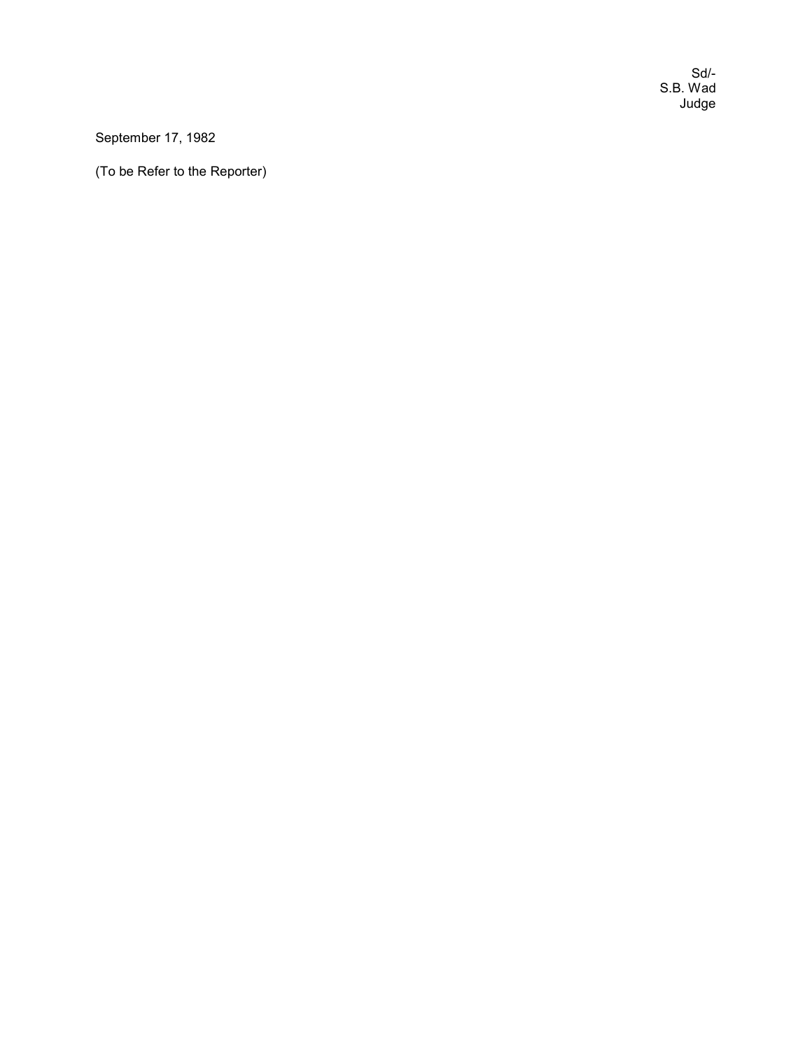Sd/-
S.B. Wad
Judge

September 17, 1982

(To be Refer to the Reporter)